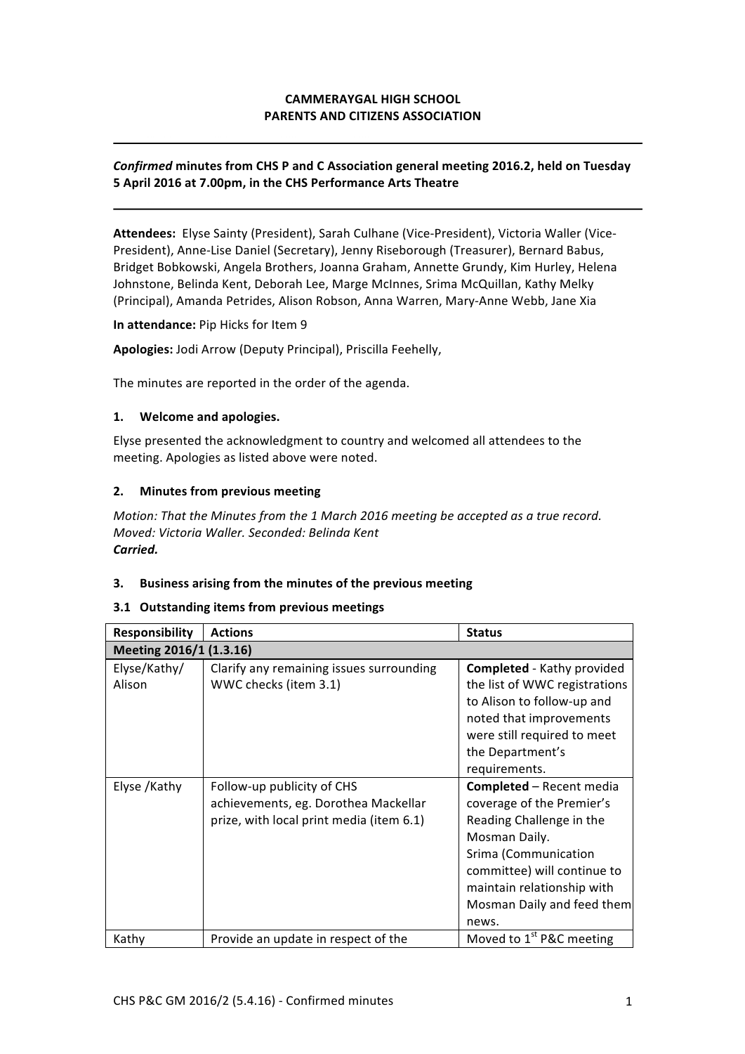**CAMMERAYGAL HIGH SCHOOL**
**PARENTS AND CITIZENS ASSOCIATION**

---

***Confirmed* minutes from CHS P and C Association general meeting 2016.2, held on Tuesday 5 April 2016 at 7.00pm, in the CHS Performance Arts Theatre**

---

**Attendees:** Elyse Sainty (President), Sarah Culhane (Vice-President), Victoria Waller (Vice-President), Anne-Lise Daniel (Secretary), Jenny Riseborough (Treasurer), Bernard Babus, Bridget Bobkowski, Angela Brothers, Joanna Graham, Annette Grundy, Kim Hurley, Helena Johnstone, Belinda Kent, Deborah Lee, Marge McInnes, Srima McQuillan, Kathy Melky (Principal), Amanda Petrides, Alison Robson, Anna Warren, Mary-Anne Webb, Jane Xia

**In attendance:** Pip Hicks for Item 9

**Apologies:** Jodi Arrow (Deputy Principal), Priscilla Feehelly,

The minutes are reported in the order of the agenda.

## 1. Welcome and apologies.

Elyse presented the acknowledgment to country and welcomed all attendees to the meeting. Apologies as listed above were noted.

## 2. Minutes from previous meeting

*Motion: That the Minutes from the 1 March 2016 meeting be accepted as a true record.*
*Moved: Victoria Waller. Seconded: Belinda Kent*
***Carried.***

## 3. Business arising from the minutes of the previous meeting

### 3.1 Outstanding items from previous meetings

| Responsibility | Actions | Status |
|---|---|---|
| **Meeting 2016/1 (1.3.16)** | | |
| Elyse/Kathy/ Alison | Clarify any remaining issues surrounding WWC checks (item 3.1) | **Completed** - Kathy provided the list of WWC registrations to Alison to follow-up and noted that improvements were still required to meet the Department's requirements. |
| Elyse /Kathy | Follow-up publicity of CHS achievements, eg. Dorothea Mackellar prize, with local print media (item 6.1) | **Completed** – Recent media coverage of the Premier's Reading Challenge in the Mosman Daily. Srima (Communication committee) will continue to maintain relationship with Mosman Daily and feed them news. |
| Kathy | Provide an update in respect of the | Moved to 1st P&C meeting |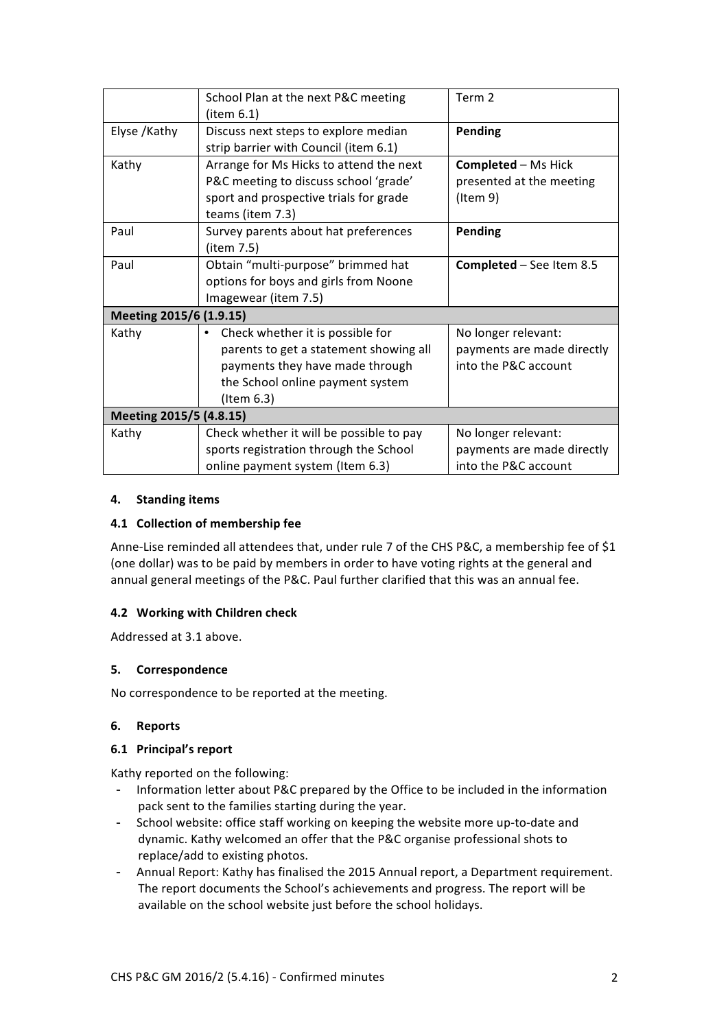|  | School Plan at the next P&C meeting (item 6.1) | Term 2 |
| --- | --- | --- |
| Elyse /Kathy | Discuss next steps to explore median strip barrier with Council (item 6.1) | **Pending** |
| Kathy | Arrange for Ms Hicks to attend the next P&C meeting to discuss school 'grade' sport and prospective trials for grade teams (item 7.3) | **Completed** – Ms Hick presented at the meeting (Item 9) |
| Paul | Survey parents about hat preferences (item 7.5) | **Pending** |
| Paul | Obtain "multi-purpose" brimmed hat options for boys and girls from Noone Imagewear (item 7.5) | **Completed** – See Item 8.5 |
| **Meeting 2015/6 (1.9.15)** | | |
| Kathy | • Check whether it is possible for parents to get a statement showing all payments they have made through the School online payment system (Item 6.3) | No longer relevant: payments are made directly into the P&C account |
| **Meeting 2015/5 (4.8.15)** | | |
| Kathy | Check whether it will be possible to pay sports registration through the School online payment system (Item 6.3) | No longer relevant: payments are made directly into the P&C account |

#### 4. Standing items

##### 4.1 Collection of membership fee

Anne-Lise reminded all attendees that, under rule 7 of the CHS P&C, a membership fee of $1 (one dollar) was to be paid by members in order to have voting rights at the general and annual general meetings of the P&C. Paul further clarified that this was an annual fee.

##### 4.2 Working with Children check

Addressed at 3.1 above.

#### 5. Correspondence

No correspondence to be reported at the meeting.

#### 6. Reports

##### 6.1 Principal's report

Kathy reported on the following:

- Information letter about P&C prepared by the Office to be included in the information pack sent to the families starting during the year.
- School website: office staff working on keeping the website more up-to-date and dynamic. Kathy welcomed an offer that the P&C organise professional shots to replace/add to existing photos.
- Annual Report: Kathy has finalised the 2015 Annual report, a Department requirement. The report documents the School's achievements and progress. The report will be available on the school website just before the school holidays.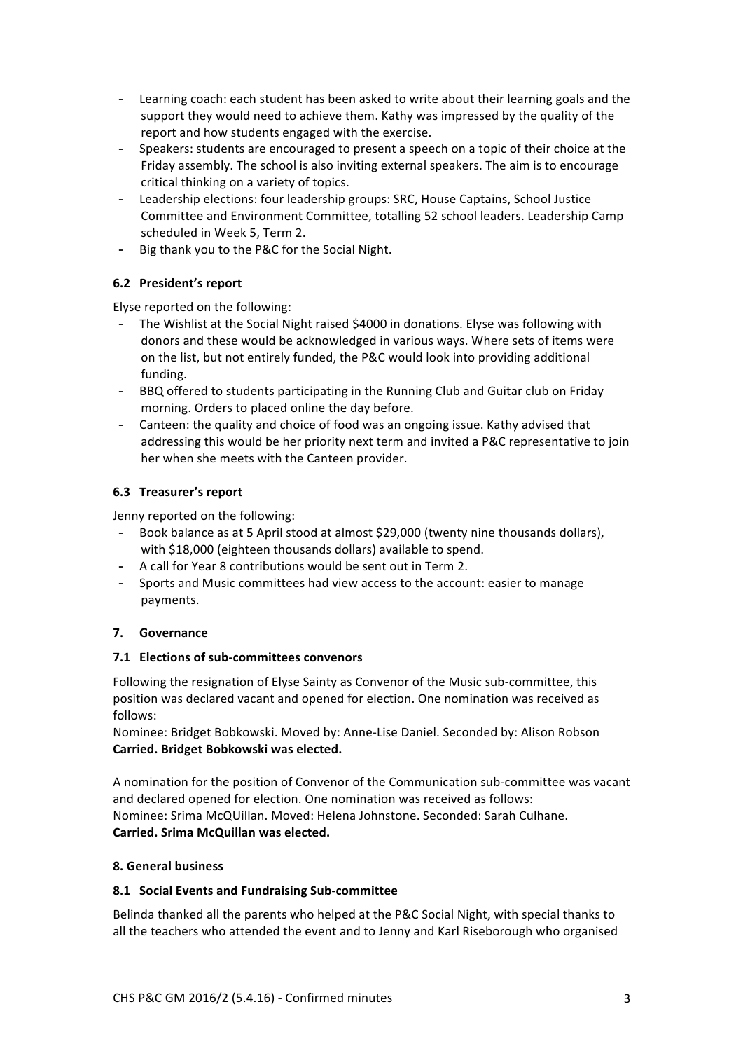- Learning coach: each student has been asked to write about their learning goals and the support they would need to achieve them. Kathy was impressed by the quality of the report and how students engaged with the exercise.
- Speakers: students are encouraged to present a speech on a topic of their choice at the Friday assembly. The school is also inviting external speakers. The aim is to encourage critical thinking on a variety of topics.
- Leadership elections: four leadership groups: SRC, House Captains, School Justice Committee and Environment Committee, totalling 52 school leaders. Leadership Camp scheduled in Week 5, Term 2.
- Big thank you to the P&C for the Social Night.

### 6.2 President's report

Elyse reported on the following:

- The Wishlist at the Social Night raised $4000 in donations. Elyse was following with donors and these would be acknowledged in various ways. Where sets of items were on the list, but not entirely funded, the P&C would look into providing additional funding.
- BBQ offered to students participating in the Running Club and Guitar club on Friday morning. Orders to placed online the day before.
- Canteen: the quality and choice of food was an ongoing issue. Kathy advised that addressing this would be her priority next term and invited a P&C representative to join her when she meets with the Canteen provider.

### 6.3 Treasurer's report

Jenny reported on the following:

- Book balance as at 5 April stood at almost $29,000 (twenty nine thousands dollars), with $18,000 (eighteen thousands dollars) available to spend.
- A call for Year 8 contributions would be sent out in Term 2.
- Sports and Music committees had view access to the account: easier to manage payments.

## 7. Governance

### 7.1 Elections of sub-committees convenors

Following the resignation of Elyse Sainty as Convenor of the Music sub-committee, this position was declared vacant and opened for election. One nomination was received as follows:

Nominee: Bridget Bobkowski. Moved by: Anne-Lise Daniel. Seconded by: Alison Robson
**Carried. Bridget Bobkowski was elected.**

A nomination for the position of Convenor of the Communication sub-committee was vacant and declared opened for election. One nomination was received as follows:
Nominee: Srima McQUillan. Moved: Helena Johnstone. Seconded: Sarah Culhane.
**Carried. Srima McQuillan was elected.**

## 8. General business

### 8.1 Social Events and Fundraising Sub-committee

Belinda thanked all the parents who helped at the P&C Social Night, with special thanks to all the teachers who attended the event and to Jenny and Karl Riseborough who organised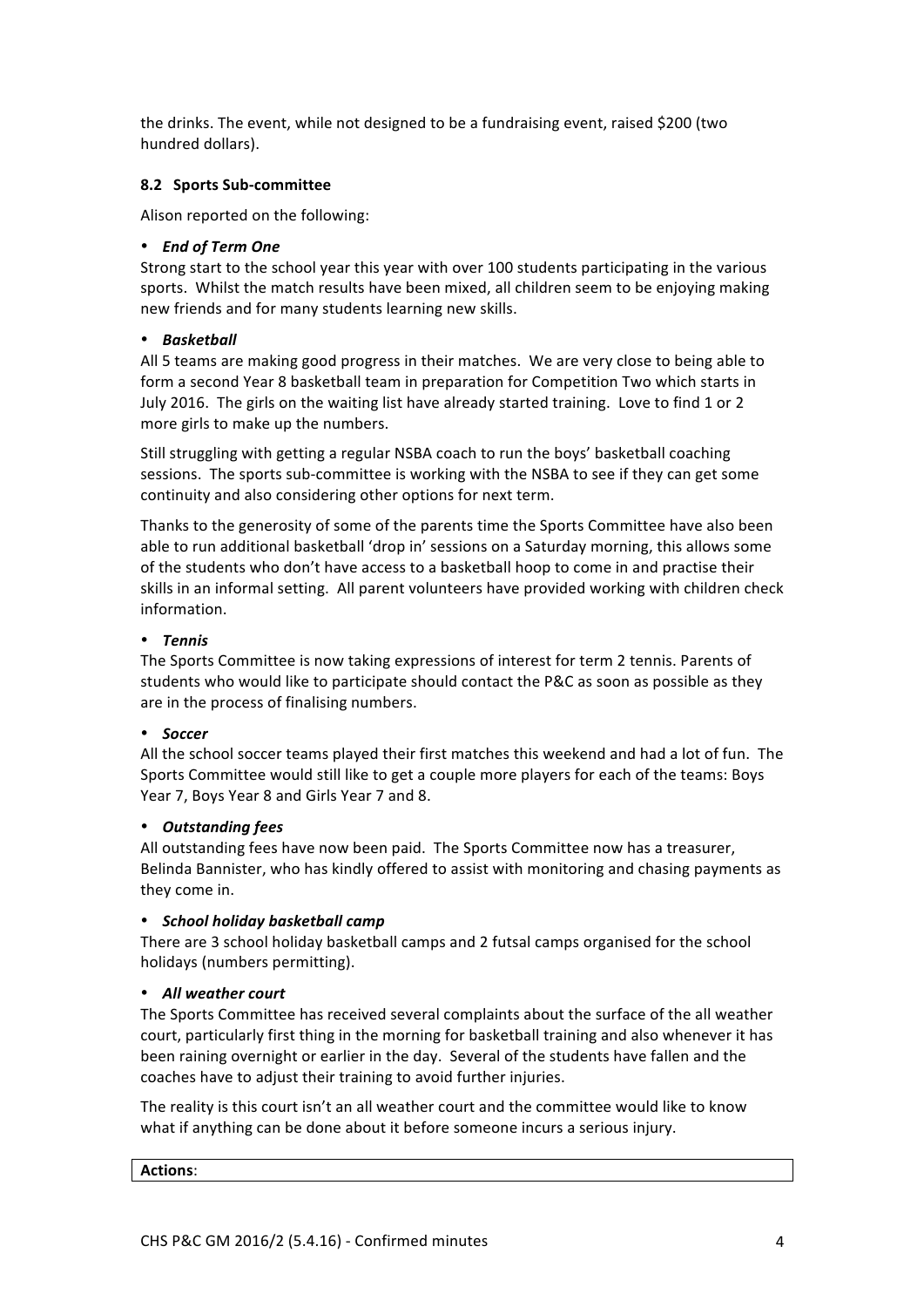the drinks. The event, while not designed to be a fundraising event, raised $200 (two hundred dollars).

### 8.2 Sports Sub-committee

Alison reported on the following:

- ***End of Term One***

Strong start to the school year this year with over 100 students participating in the various sports. Whilst the match results have been mixed, all children seem to be enjoying making new friends and for many students learning new skills.

- ***Basketball***

All 5 teams are making good progress in their matches. We are very close to being able to form a second Year 8 basketball team in preparation for Competition Two which starts in July 2016. The girls on the waiting list have already started training. Love to find 1 or 2 more girls to make up the numbers.

Still struggling with getting a regular NSBA coach to run the boys' basketball coaching sessions. The sports sub-committee is working with the NSBA to see if they can get some continuity and also considering other options for next term.

Thanks to the generosity of some of the parents time the Sports Committee have also been able to run additional basketball 'drop in' sessions on a Saturday morning, this allows some of the students who don't have access to a basketball hoop to come in and practise their skills in an informal setting. All parent volunteers have provided working with children check information.

- ***Tennis***

The Sports Committee is now taking expressions of interest for term 2 tennis. Parents of students who would like to participate should contact the P&C as soon as possible as they are in the process of finalising numbers.

- ***Soccer***

All the school soccer teams played their first matches this weekend and had a lot of fun. The Sports Committee would still like to get a couple more players for each of the teams: Boys Year 7, Boys Year 8 and Girls Year 7 and 8.

- ***Outstanding fees***

All outstanding fees have now been paid. The Sports Committee now has a treasurer, Belinda Bannister, who has kindly offered to assist with monitoring and chasing payments as they come in.

- ***School holiday basketball camp***

There are 3 school holiday basketball camps and 2 futsal camps organised for the school holidays (numbers permitting).

- ***All weather court***

The Sports Committee has received several complaints about the surface of the all weather court, particularly first thing in the morning for basketball training and also whenever it has been raining overnight or earlier in the day. Several of the students have fallen and the coaches have to adjust their training to avoid further injuries.

The reality is this court isn't an all weather court and the committee would like to know what if anything can be done about it before someone incurs a serious injury.

| **Actions**: |
| --- |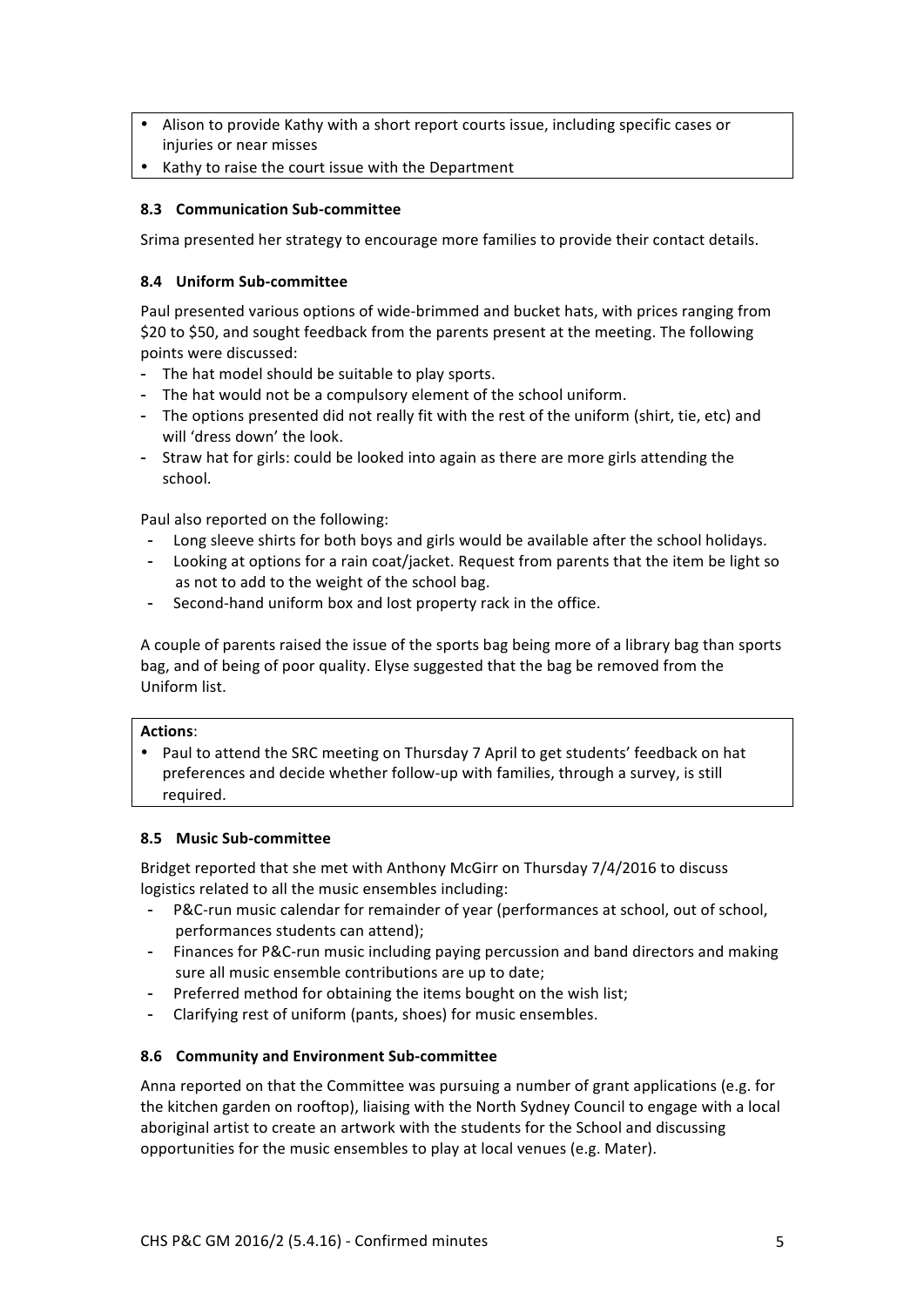- Alison to provide Kathy with a short report courts issue, including specific cases or injuries or near misses
- Kathy to raise the court issue with the Department

### 8.3 Communication Sub-committee

Srima presented her strategy to encourage more families to provide their contact details.

### 8.4 Uniform Sub-committee

Paul presented various options of wide-brimmed and bucket hats, with prices ranging from $20 to $50, and sought feedback from the parents present at the meeting. The following points were discussed:

- The hat model should be suitable to play sports.
- The hat would not be a compulsory element of the school uniform.
- The options presented did not really fit with the rest of the uniform (shirt, tie, etc) and will 'dress down' the look.
- Straw hat for girls: could be looked into again as there are more girls attending the school.

Paul also reported on the following:

- Long sleeve shirts for both boys and girls would be available after the school holidays.
- Looking at options for a rain coat/jacket. Request from parents that the item be light so as not to add to the weight of the school bag.
- Second-hand uniform box and lost property rack in the office.

A couple of parents raised the issue of the sports bag being more of a library bag than sports bag, and of being of poor quality. Elyse suggested that the bag be removed from the Uniform list.

**Actions**:

- Paul to attend the SRC meeting on Thursday 7 April to get students' feedback on hat preferences and decide whether follow-up with families, through a survey, is still required.

### 8.5 Music Sub-committee

Bridget reported that she met with Anthony McGirr on Thursday 7/4/2016 to discuss logistics related to all the music ensembles including:

- P&C-run music calendar for remainder of year (performances at school, out of school, performances students can attend);
- Finances for P&C-run music including paying percussion and band directors and making sure all music ensemble contributions are up to date;
- Preferred method for obtaining the items bought on the wish list;
- Clarifying rest of uniform (pants, shoes) for music ensembles.

### 8.6 Community and Environment Sub-committee

Anna reported on that the Committee was pursuing a number of grant applications (e.g. for the kitchen garden on rooftop), liaising with the North Sydney Council to engage with a local aboriginal artist to create an artwork with the students for the School and discussing opportunities for the music ensembles to play at local venues (e.g. Mater).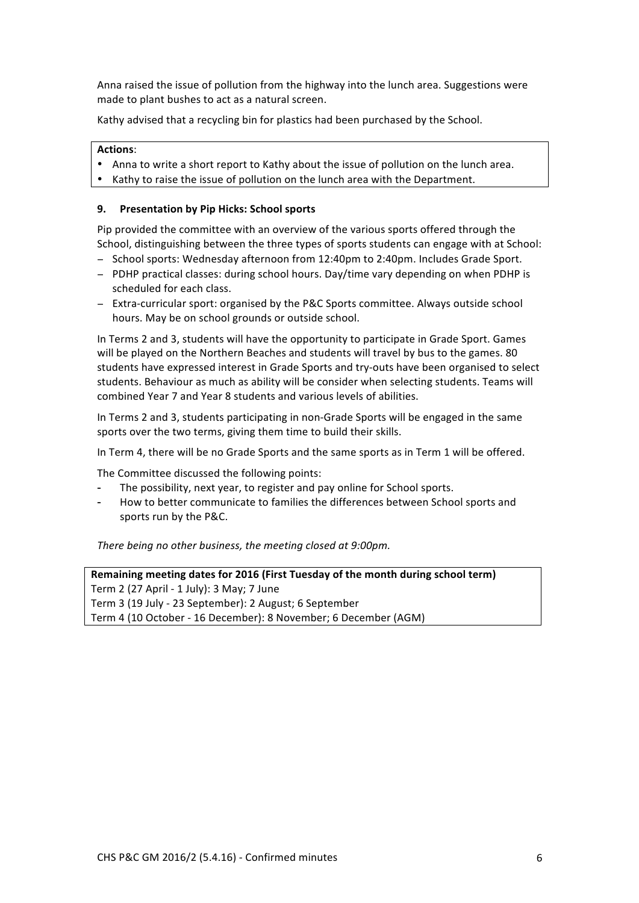Anna raised the issue of pollution from the highway into the lunch area. Suggestions were made to plant bushes to act as a natural screen.

Kathy advised that a recycling bin for plastics had been purchased by the School.

**Actions**:

- Anna to write a short report to Kathy about the issue of pollution on the lunch area.
- Kathy to raise the issue of pollution on the lunch area with the Department.

### 9. Presentation by Pip Hicks: School sports

Pip provided the committee with an overview of the various sports offered through the School, distinguishing between the three types of sports students can engage with at School:

- School sports: Wednesday afternoon from 12:40pm to 2:40pm. Includes Grade Sport.
- PDHP practical classes: during school hours. Day/time vary depending on when PDHP is scheduled for each class.
- Extra-curricular sport: organised by the P&C Sports committee. Always outside school hours. May be on school grounds or outside school.

In Terms 2 and 3, students will have the opportunity to participate in Grade Sport. Games will be played on the Northern Beaches and students will travel by bus to the games. 80 students have expressed interest in Grade Sports and try-outs have been organised to select students. Behaviour as much as ability will be consider when selecting students. Teams will combined Year 7 and Year 8 students and various levels of abilities.

In Terms 2 and 3, students participating in non-Grade Sports will be engaged in the same sports over the two terms, giving them time to build their skills.

In Term 4, there will be no Grade Sports and the same sports as in Term 1 will be offered.

The Committee discussed the following points:

- The possibility, next year, to register and pay online for School sports.
- How to better communicate to families the differences between School sports and sports run by the P&C.

*There being no other business, the meeting closed at 9:00pm.*

**Remaining meeting dates for 2016 (First Tuesday of the month during school term)**
Term 2 (27 April - 1 July): 3 May; 7 June
Term 3 (19 July - 23 September): 2 August; 6 September
Term 4 (10 October - 16 December): 8 November; 6 December (AGM)